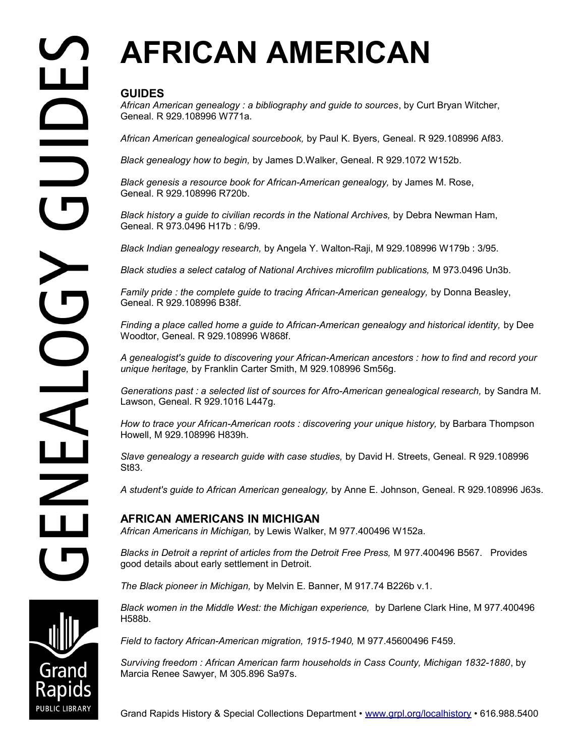# AFRICAN AMERICAN

## GUIDES

*African American genealogy : a bibliography and guide to sources*, by Curt Bryan Witcher, Geneal. R 929.108996 W771a.

*African American genealogical sourcebook,* by Paul K. Byers, Geneal. R 929.108996 Af83.

*Black genealogy how to begin,* by James D.Walker, Geneal. R 929.1072 W152b.

*Black genesis a resource book for African-American genealogy,* by James M. Rose, Geneal. R 929.108996 R720b.

*Black history a guide to civilian records in the National Archives,* by Debra Newman Ham, Geneal. R 973.0496 H17b : 6/99.

*Black Indian genealogy research,* by Angela Y. Walton-Raji, M 929.108996 W179b : 3/95.

*Black studies a select catalog of National Archives microfilm publications,* M 973.0496 Un3b.

*Family pride : the complete guide to tracing African-American genealogy,* by Donna Beasley, Geneal. R 929.108996 B38f.

*Finding a place called home a guide to African-American genealogy and historical identity,* by Dee Woodtor, Geneal. R 929.108996 W868f.

*A genealogist's guide to discovering your African-American ancestors : how to find and record your unique heritage,* by Franklin Carter Smith, M 929.108996 Sm56g.

*Generations past : a selected list of sources for Afro-American genealogical research,* by Sandra M. Lawson, Geneal. R 929.1016 L447g.

*How to trace your African-American roots : discovering your unique history,* by Barbara Thompson Howell, M 929.108996 H839h.

*Slave genealogy a research guide with case studies,* by David H. Streets, Geneal. R 929.108996 St83.

*A student's guide to African American genealogy,* by Anne E. Johnson, Geneal. R 929.108996 J63s.

## AFRICAN AMERICANS IN MICHIGAN

*African Americans in Michigan,* by Lewis Walker, M 977.400496 W152a.

*Blacks in Detroit a reprint of articles from the Detroit Free Press,* M 977.400496 B567. Provides good details about early settlement in Detroit.

*The Black pioneer in Michigan,* by Melvin E. Banner, M 917.74 B226b v.1.

*Black women in the Middle West: the Michigan experience,* by Darlene Clark Hine, M 977.400496 H588b.

*Field to factory African-American migration, 1915-1940,* M 977.45600496 F459.

*Surviving freedom : African American farm households in Cass County, Michigan 1832-1880*, by Marcia Renee Sawyer, M 305.896 Sa97s.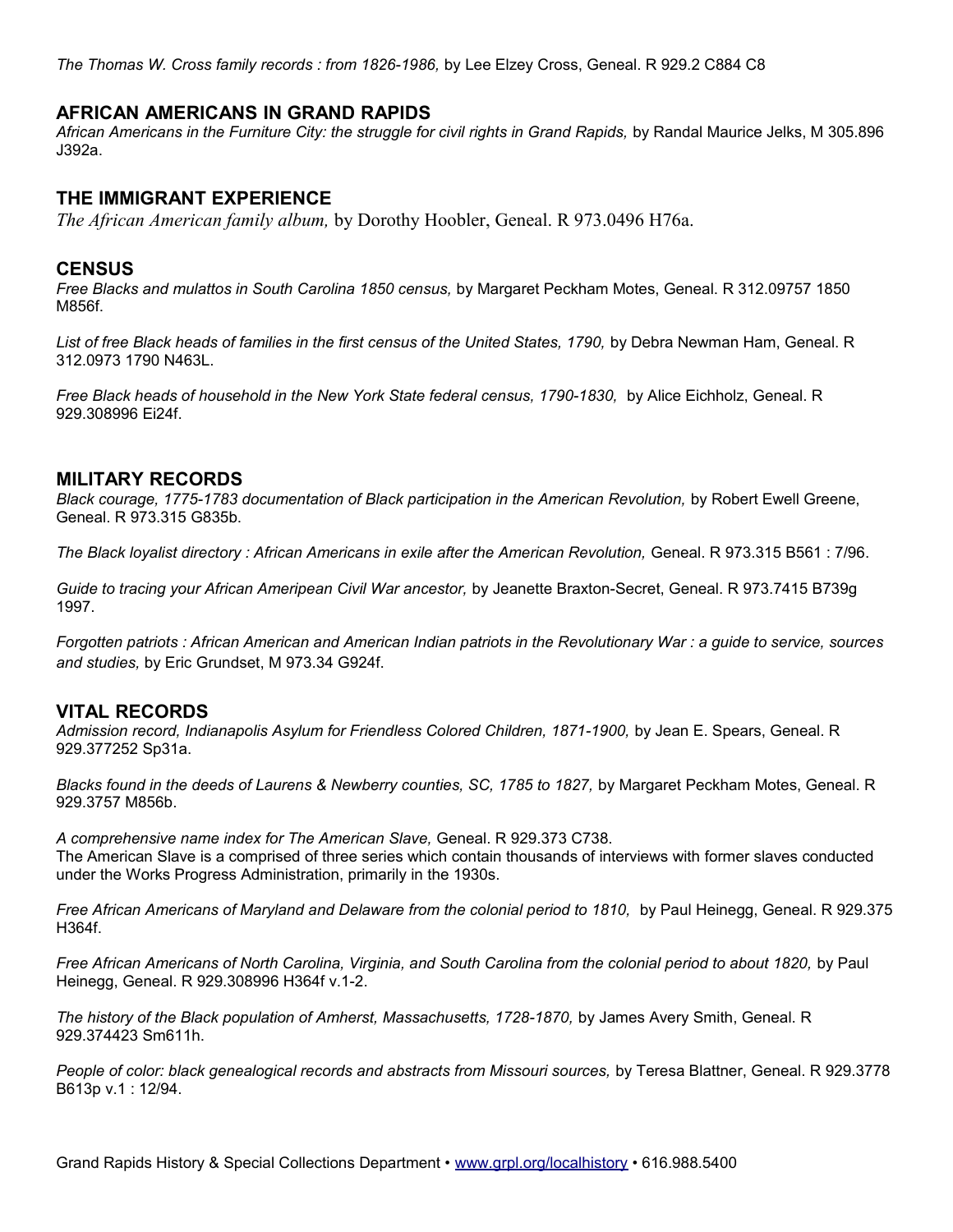*The Thomas W. Cross family records : from 1826-1986,* by Lee Elzey Cross, Geneal. R 929.2 C884 C8

## AFRICAN AMERICANS IN GRAND RAPIDS

*African Americans in the Furniture City: the struggle for civil rights in Grand Rapids,* by Randal Maurice Jelks, M 305.896 J392a.

## THE IMMIGRANT EXPERIENCE

*The African American family album,* by Dorothy Hoobler, Geneal. R 973.0496 H76a.

## CENSUS

*Free Blacks and mulattos in South Carolina 1850 census,* by Margaret Peckham Motes, Geneal. R 312.09757 1850 M856f.

*List of free Black heads of families in the first census of the United States, 1790,* by Debra Newman Ham, Geneal. R 312.0973 1790 N463L.

*Free Black heads of household in the New York State federal census, 1790-1830,* by Alice Eichholz, Geneal. R 929.308996 Ei24f.

## MILITARY RECORDS

*Black courage, 1775-1783 documentation of Black participation in the American Revolution,* by Robert Ewell Greene, Geneal. R 973.315 G835b.

*The Black loyalist directory : African Americans in exile after the American Revolution,* Geneal. R 973.315 B561 : 7/96.

*Guide to tracing your African Ameripean Civil War ancestor,* by Jeanette Braxton-Secret, Geneal. R 973.7415 B739g 1997.

*Forgotten patriots : African American and American Indian patriots in the Revolutionary War : a guide to service, sources and studies,* by Eric Grundset, M 973.34 G924f.

## VITAL RECORDS

*Admission record, Indianapolis Asylum for Friendless Colored Children, 1871-1900,* by Jean E. Spears, Geneal. R 929.377252 Sp31a.

*Blacks found in the deeds of Laurens & Newberry counties, SC, 1785 to 1827,* by Margaret Peckham Motes, Geneal. R 929.3757 M856b.

*A comprehensive name index for The American Slave,* Geneal. R 929.373 C738.
The American Slave is a comprised of three series which contain thousands of interviews with former slaves conducted under the Works Progress Administration, primarily in the 1930s.

*Free African Americans of Maryland and Delaware from the colonial period to 1810,* by Paul Heinegg, Geneal. R 929.375 H364f.

*Free African Americans of North Carolina, Virginia, and South Carolina from the colonial period to about 1820,* by Paul Heinegg, Geneal. R 929.308996 H364f v.1-2.

*The history of the Black population of Amherst, Massachusetts, 1728-1870,* by James Avery Smith, Geneal. R 929.374423 Sm611h.

*People of color: black genealogical records and abstracts from Missouri sources,* by Teresa Blattner, Geneal. R 929.3778 B613p v.1 : 12/94.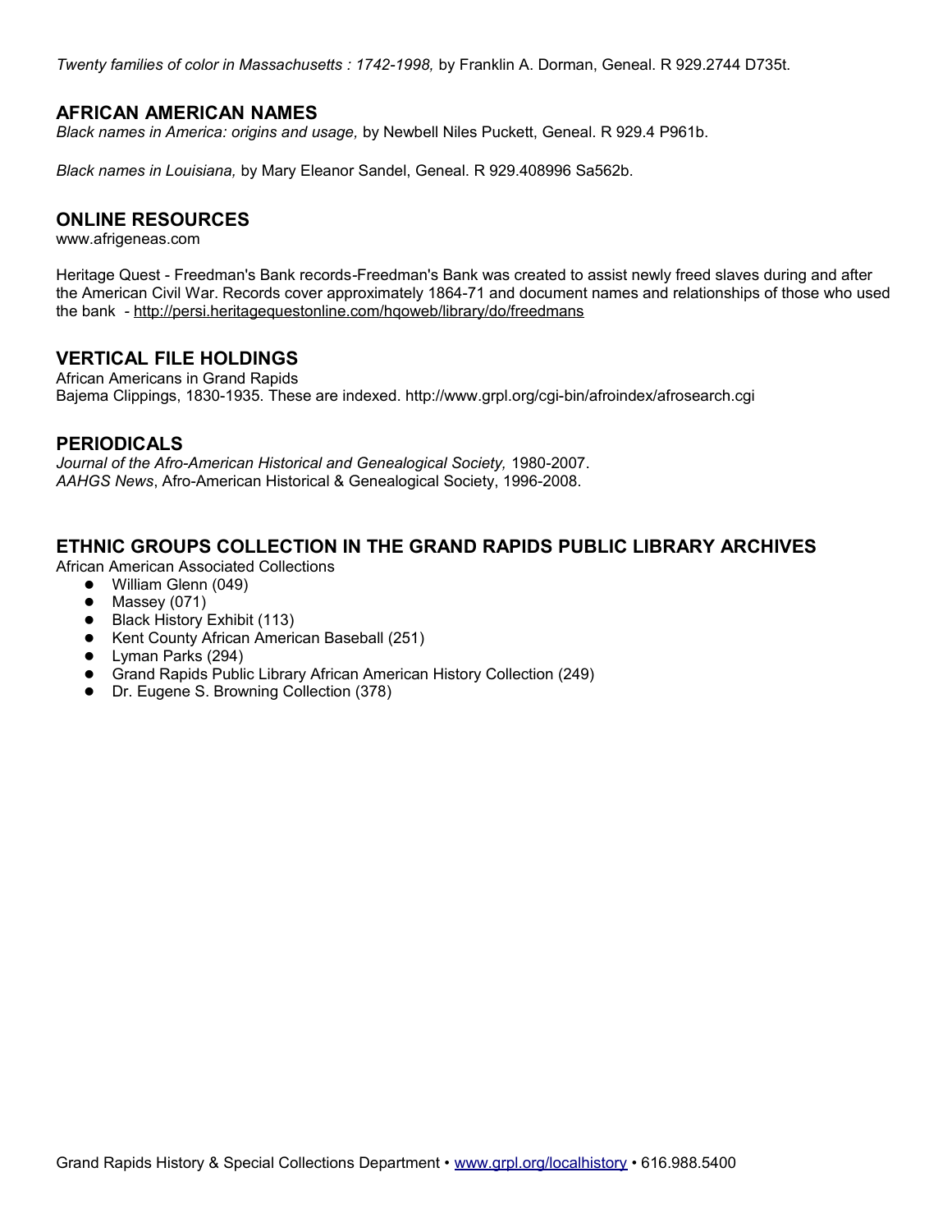*Twenty families of color in Massachusetts : 1742-1998,* by Franklin A. Dorman, Geneal. R 929.2744 D735t.

## AFRICAN AMERICAN NAMES

*Black names in America: origins and usage,* by Newbell Niles Puckett, Geneal. R 929.4 P961b.

*Black names in Louisiana,* by Mary Eleanor Sandel, Geneal. R 929.408996 Sa562b.

## ONLINE RESOURCES

www.afrigeneas.com

Heritage Quest - Freedman's Bank records-Freedman's Bank was created to assist newly freed slaves during and after the American Civil War. Records cover approximately 1864-71 and document names and relationships of those who used the bank - http://persi.heritagequestonline.com/hqoweb/library/do/freedmans

## VERTICAL FILE HOLDINGS

African Americans in Grand Rapids
Bajema Clippings, 1830-1935. These are indexed. http://www.grpl.org/cgi-bin/afroindex/afrosearch.cgi

## PERIODICALS

*Journal of the Afro-American Historical and Genealogical Society,* 1980-2007.
*AAHGS News*, Afro-American Historical & Genealogical Society, 1996-2008.

## ETHNIC GROUPS COLLECTION IN THE GRAND RAPIDS PUBLIC LIBRARY ARCHIVES

African American Associated Collections

- William Glenn (049)
- Massey (071)
- Black History Exhibit (113)
- Kent County African American Baseball (251)
- Lyman Parks (294)
- Grand Rapids Public Library African American History Collection (249)
- Dr. Eugene S. Browning Collection (378)